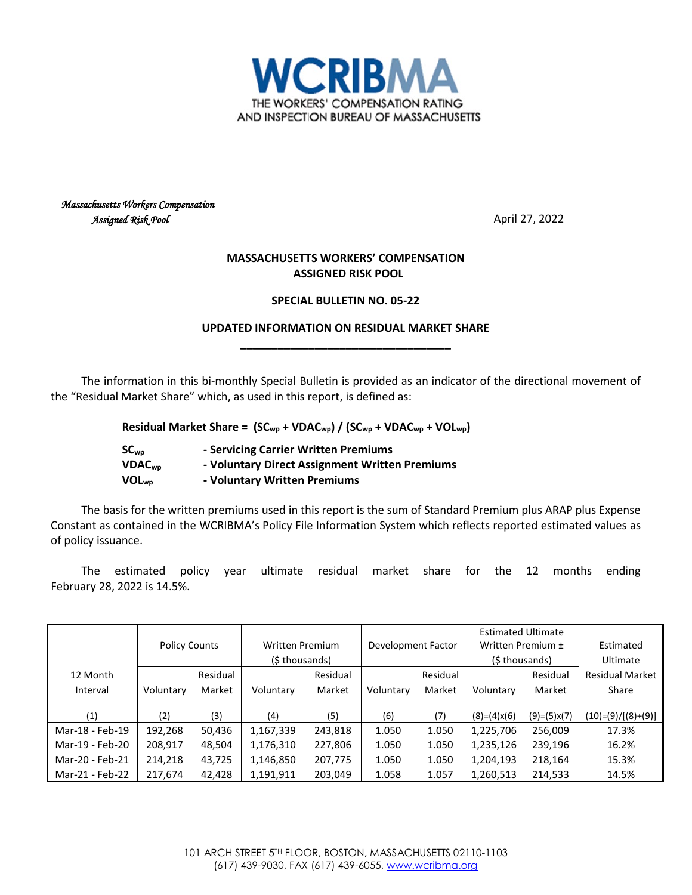**WCRIBMA**
THE WORKERS' COMPENSATION RATING AND INSPECTION BUREAU OF MASSACHUSETTS

*Massachusetts Workers Compensation Assigned Risk Pool*

April 27, 2022

**MASSACHUSETTS WORKERS' COMPENSATION ASSIGNED RISK POOL**

**SPECIAL BULLETIN NO. 05-22**

**UPDATED INFORMATION ON RESIDUAL MARKET SHARE**

The information in this bi-monthly Special Bulletin is provided as an indicator of the directional movement of the "Residual Market Share" which, as used in this report, is defined as:

**Residual Market Share = $(SC_{wp} + VDAC_{wp}) / (SC_{wp} + VDAC_{wp} + VOL_{wp})$**

**$SC_{wp}$** - **Servicing Carrier Written Premiums**
**$VDAC_{wp}$** - **Voluntary Direct Assignment Written Premiums**
**$VOL_{wp}$** - **Voluntary Written Premiums**

The basis for the written premiums used in this report is the sum of Standard Premium plus ARAP plus Expense Constant as contained in the WCRIBMA's Policy File Information System which reflects reported estimated values as of policy issuance.

The estimated policy year ultimate residual market share for the 12 months ending February 28, 2022 is 14.5%.

| 12 Month Interval | Policy Counts | | Written Premium ($ thousands) | | Development Factor | | Estimated Ultimate Written Premium ± ($ thousands) | | Estimated Ultimate Residual Market Share |
|---|---|---|---|---|---|---|---|---|---|
| | Voluntary | Residual Market | Voluntary | Residual Market | Voluntary | Residual Market | Voluntary | Residual Market | |
| (1) | (2) | (3) | (4) | (5) | (6) | (7) | (8)=(4)x(6) | (9)=(5)x(7) | (10)=(9)/[(8)+(9)] |
| Mar-18 - Feb-19 | 192,268 | 50,436 | 1,167,339 | 243,818 | 1.050 | 1.050 | 1,225,706 | 256,009 | 17.3% |
| Mar-19 - Feb-20 | 208,917 | 48,504 | 1,176,310 | 227,806 | 1.050 | 1.050 | 1,235,126 | 239,196 | 16.2% |
| Mar-20 - Feb-21 | 214,218 | 43,725 | 1,146,850 | 207,775 | 1.050 | 1.050 | 1,204,193 | 218,164 | 15.3% |
| Mar-21 - Feb-22 | 217,674 | 42,428 | 1,191,911 | 203,049 | 1.058 | 1.057 | 1,260,513 | 214,533 | 14.5% |

101 ARCH STREET 5TH FLOOR, BOSTON, MASSACHUSETTS 02110-1103
(617) 439-9030, FAX (617) 439-6055, www.wcribma.org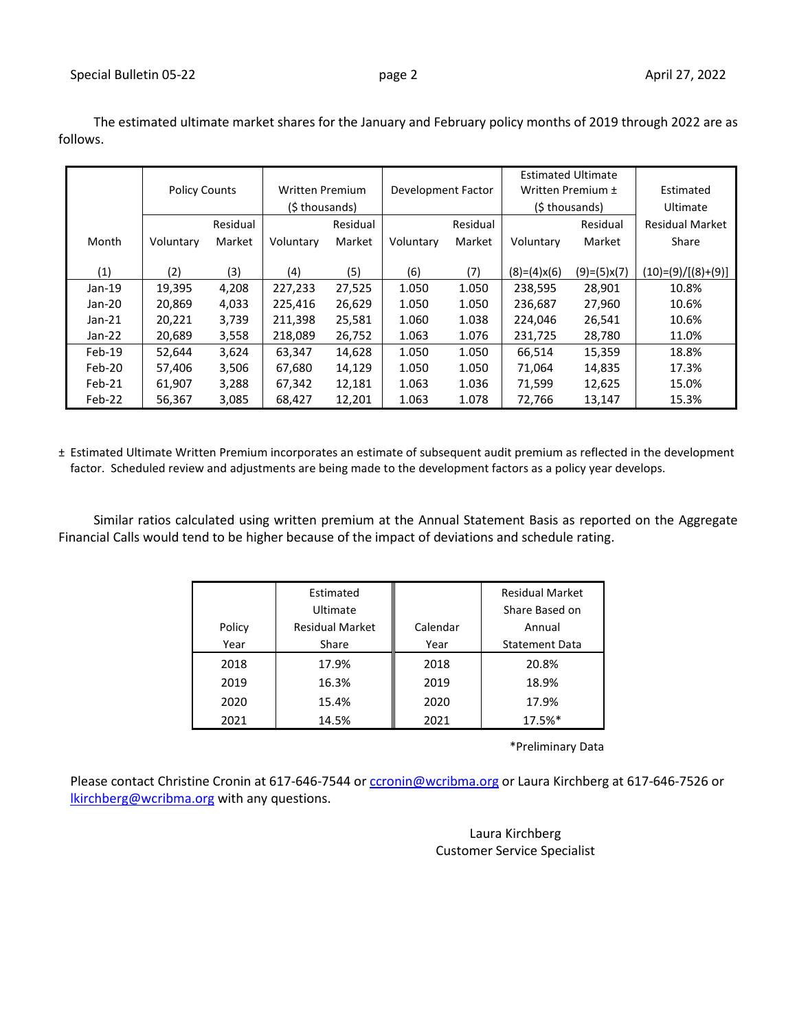The estimated ultimate market shares for the January and February policy months of 2019 through 2022 are as follows.

| Month | Policy Counts | | Written Premium ($ thousands) | | Development Factor | | Estimated Ultimate Written Premium ± ($ thousands) | | Estimated Ultimate Residual Market Share |
|---|---|---|---|---|---|---|---|---|---|
| | Voluntary | Residual Market | Voluntary | Residual Market | Voluntary | Residual Market | Voluntary | Residual Market | |
| (1) | (2) | (3) | (4) | (5) | (6) | (7) | (8)=(4)x(6) | (9)=(5)x(7) | (10)=(9)/[(8)+(9)] |
| Jan-19 | 19,395 | 4,208 | 227,233 | 27,525 | 1.050 | 1.050 | 238,595 | 28,901 | 10.8% |
| Jan-20 | 20,869 | 4,033 | 225,416 | 26,629 | 1.050 | 1.050 | 236,687 | 27,960 | 10.6% |
| Jan-21 | 20,221 | 3,739 | 211,398 | 25,581 | 1.060 | 1.038 | 224,046 | 26,541 | 10.6% |
| Jan-22 | 20,689 | 3,558 | 218,089 | 26,752 | 1.063 | 1.076 | 231,725 | 28,780 | 11.0% |
| Feb-19 | 52,644 | 3,624 | 63,347 | 14,628 | 1.050 | 1.050 | 66,514 | 15,359 | 18.8% |
| Feb-20 | 57,406 | 3,506 | 67,680 | 14,129 | 1.050 | 1.050 | 71,064 | 14,835 | 17.3% |
| Feb-21 | 61,907 | 3,288 | 67,342 | 12,181 | 1.063 | 1.036 | 71,599 | 12,625 | 15.0% |
| Feb-22 | 56,367 | 3,085 | 68,427 | 12,201 | 1.063 | 1.078 | 72,766 | 13,147 | 15.3% |

± Estimated Ultimate Written Premium incorporates an estimate of subsequent audit premium as reflected in the development factor. Scheduled review and adjustments are being made to the development factors as a policy year develops.

Similar ratios calculated using written premium at the Annual Statement Basis as reported on the Aggregate Financial Calls would tend to be higher because of the impact of deviations and schedule rating.

| Policy Year | Estimated Ultimate Residual Market Share | Calendar Year | Residual Market Share Based on Annual Statement Data |
|---|---|---|---|
| 2018 | 17.9% | 2018 | 20.8% |
| 2019 | 16.3% | 2019 | 18.9% |
| 2020 | 15.4% | 2020 | 17.9% |
| 2021 | 14.5% | 2021 | 17.5%* |

*Preliminary Data

Please contact Christine Cronin at 617-646-7544 or ccronin@wcribma.org or Laura Kirchberg at 617-646-7526 or lkirchberg@wcribma.org with any questions.

Laura Kirchberg
Customer Service Specialist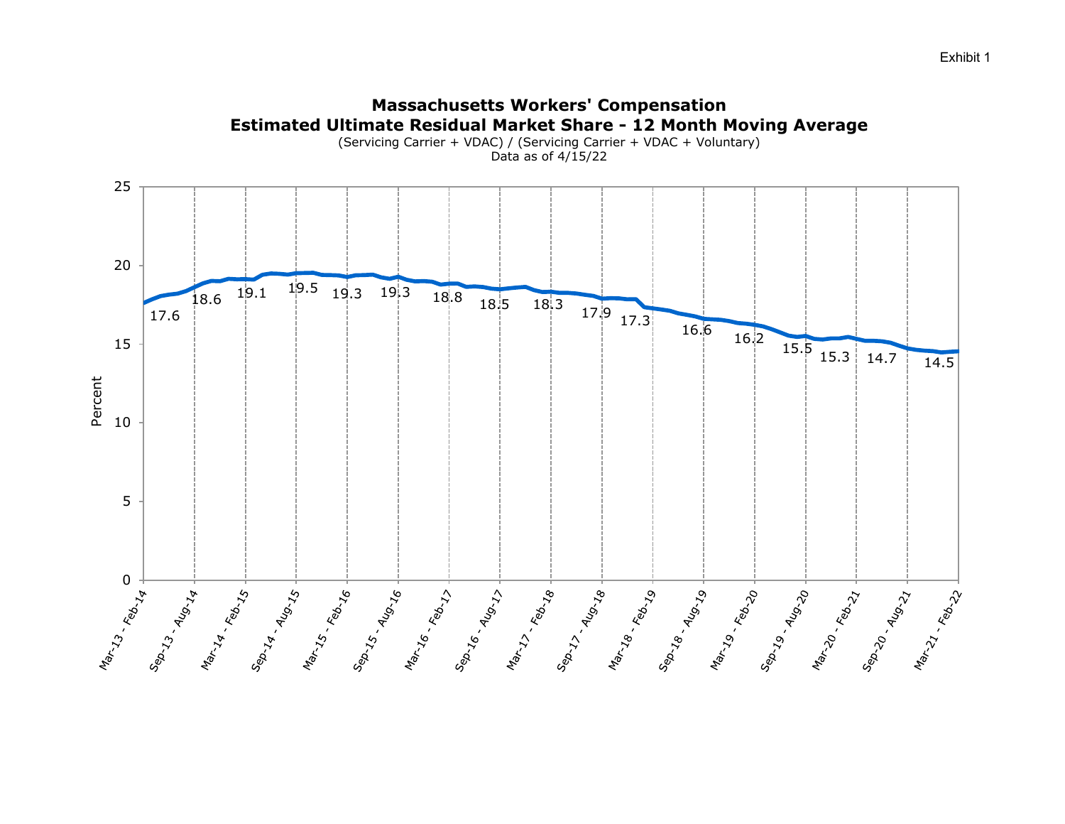Exhibit 1

# Massachusetts Workers' Compensation

## Estimated Ultimate Residual Market Share - 12 Month Moving Average

(Servicing Carrier + VDAC) / (Servicing Carrier + VDAC + Voluntary)

Data as of 4/15/22

| Period | Percent |
|---|---|
| Mar-13 - Feb-14 | 17.6 |
| Sep-13 - Aug-14 | 18.6 |
| Mar-14 - Feb-15 | 19.1 |
| Sep-14 - Aug-15 | 19.5 |
| Mar-15 - Feb-16 | 19.3 |
| Sep-15 - Aug-16 | 19.3 |
| Mar-16 - Feb-17 | 18.8 |
| Sep-16 - Aug-17 | 18.5 |
| Mar-17 - Feb-18 | 18.3 |
| Sep-17 - Aug-18 | 17.9 |
| Mar-18 - Feb-19 | 17.3 |
| Sep-18 - Aug-19 | 16.6 |
| Mar-19 - Feb-20 | 16.2 |
| Sep-19 - Aug-20 | 15.5 |
| Mar-20 - Feb-21 | 15.3 |
| Sep-20 - Aug-21 | 14.7 |
| Mar-21 - Feb-22 | 14.5 |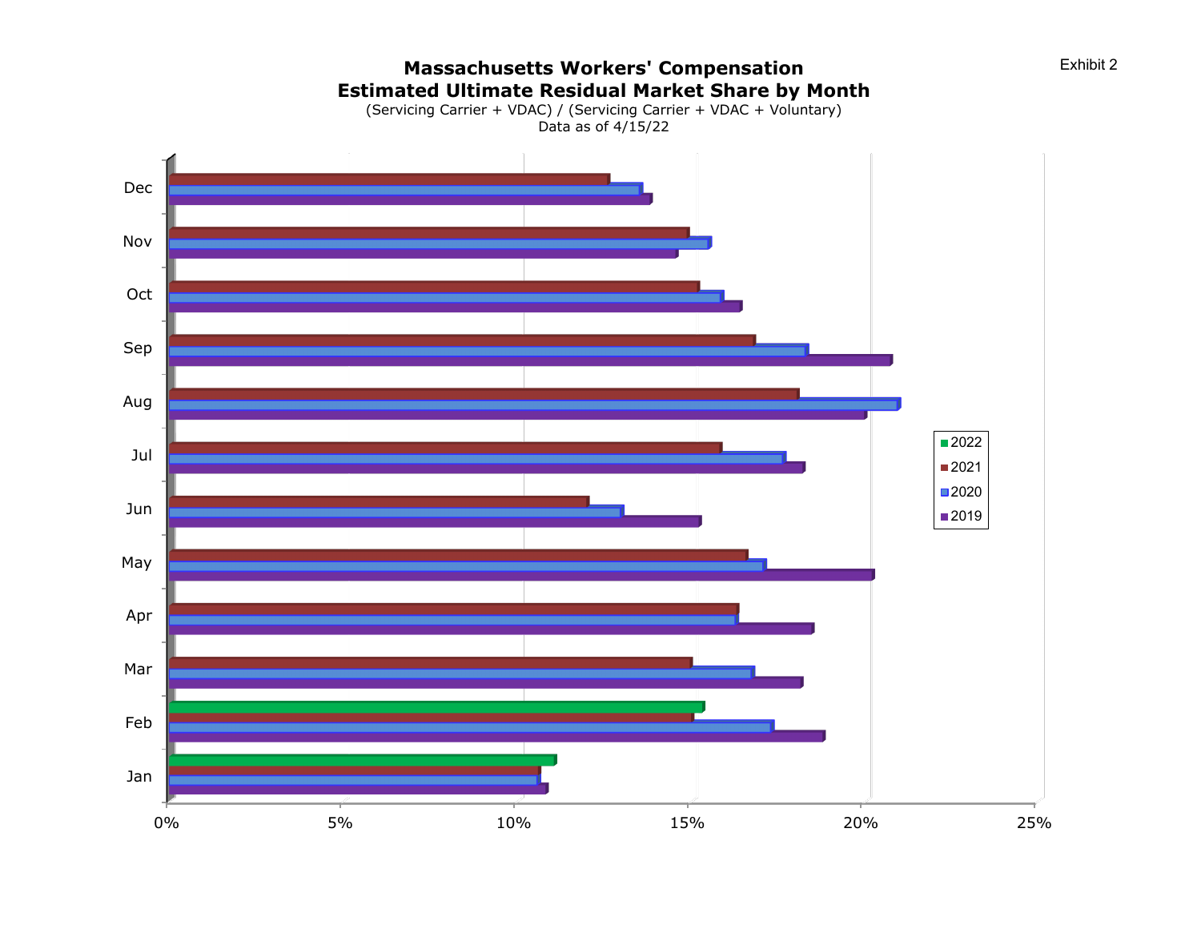Exhibit 2

# Massachusetts Workers' Compensation
## Estimated Ultimate Residual Market Share by Month

(Servicing Carrier + VDAC) / (Servicing Carrier + VDAC + Voluntary)

Data as of 4/15/22

Dec
Nov
Oct
Sep
Aug
Jul
Jun
May
Apr
Mar
Feb
Jan

0%
5%
10%
15%
20%
25%

2022
2021
2020
2019